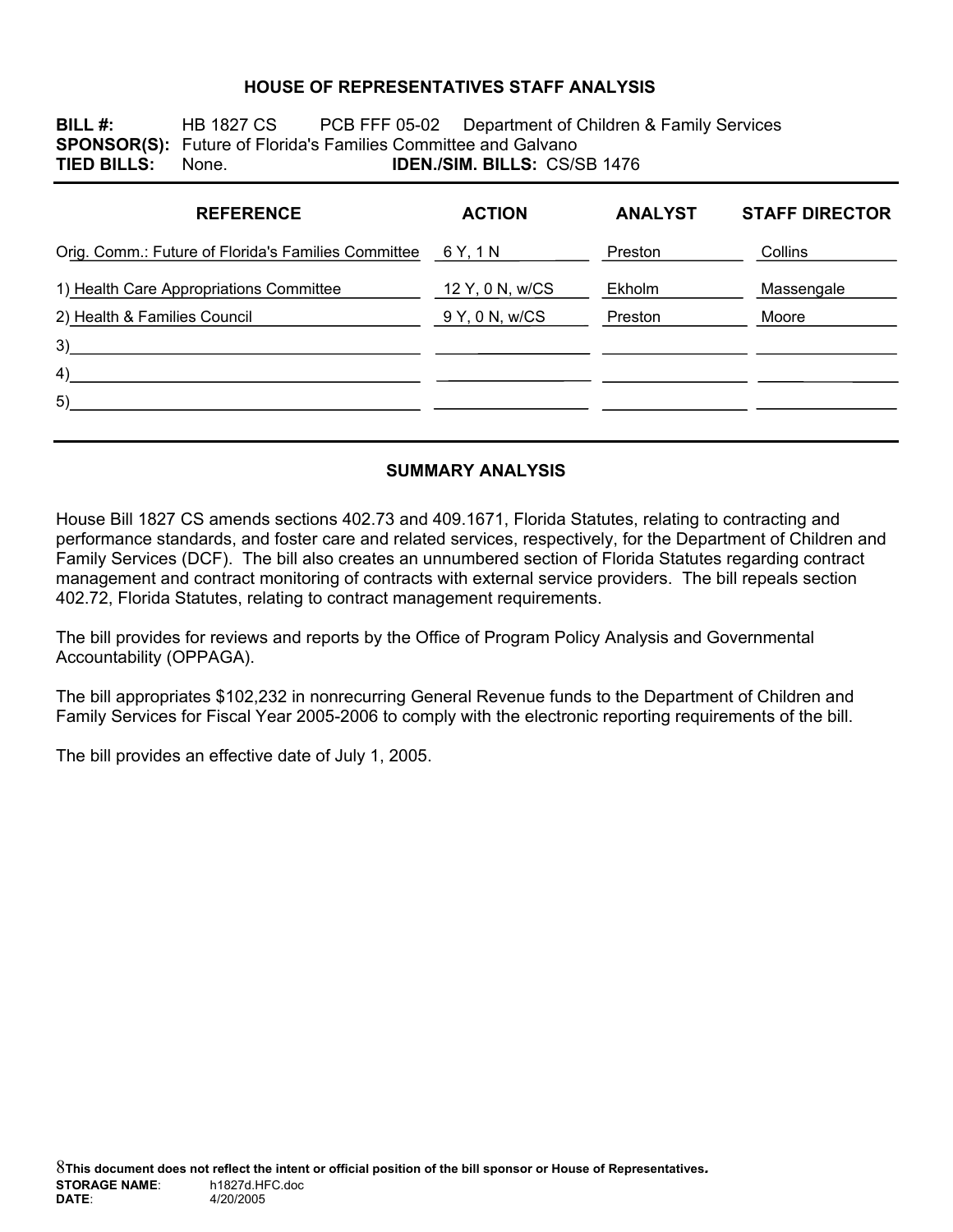# HOUSE OF REPRESENTATIVES STAFF ANALYSIS

**BILL #:** HB 1827 CS PCB FFF 05-02 Department of Children & Family Services
**SPONSOR(S):** Future of Florida's Families Committee and Galvano
**TIED BILLS:** None. **IDEN./SIM. BILLS:** CS/SB 1476

| REFERENCE | ACTION | ANALYST | STAFF DIRECTOR |
|---|---|---|---|
| Orig. Comm.: Future of Florida's Families Committee | 6 Y, 1 N | Preston | Collins |
| 1) Health Care Appropriations Committee | 12 Y, 0 N, w/CS | Ekholm | Massengale |
| 2) Health & Families Council | 9 Y, 0 N, w/CS | Preston | Moore |
| 3) | | | |
| 4) | | | |
| 5) | | | |

## SUMMARY ANALYSIS

House Bill 1827 CS amends sections 402.73 and 409.1671, Florida Statutes, relating to contracting and performance standards, and foster care and related services, respectively, for the Department of Children and Family Services (DCF). The bill also creates an unnumbered section of Florida Statutes regarding contract management and contract monitoring of contracts with external service providers. The bill repeals section 402.72, Florida Statutes, relating to contract management requirements.

The bill provides for reviews and reports by the Office of Program Policy Analysis and Governmental Accountability (OPPAGA).

The bill appropriates $102,232 in nonrecurring General Revenue funds to the Department of Children and Family Services for Fiscal Year 2005-2006 to comply with the electronic reporting requirements of the bill.

The bill provides an effective date of July 1, 2005.

**This document does not reflect the intent or official position of the bill sponsor or House of Representatives.**

**STORAGE NAME**: h1827d.HFC.doc
**DATE**: 4/20/2005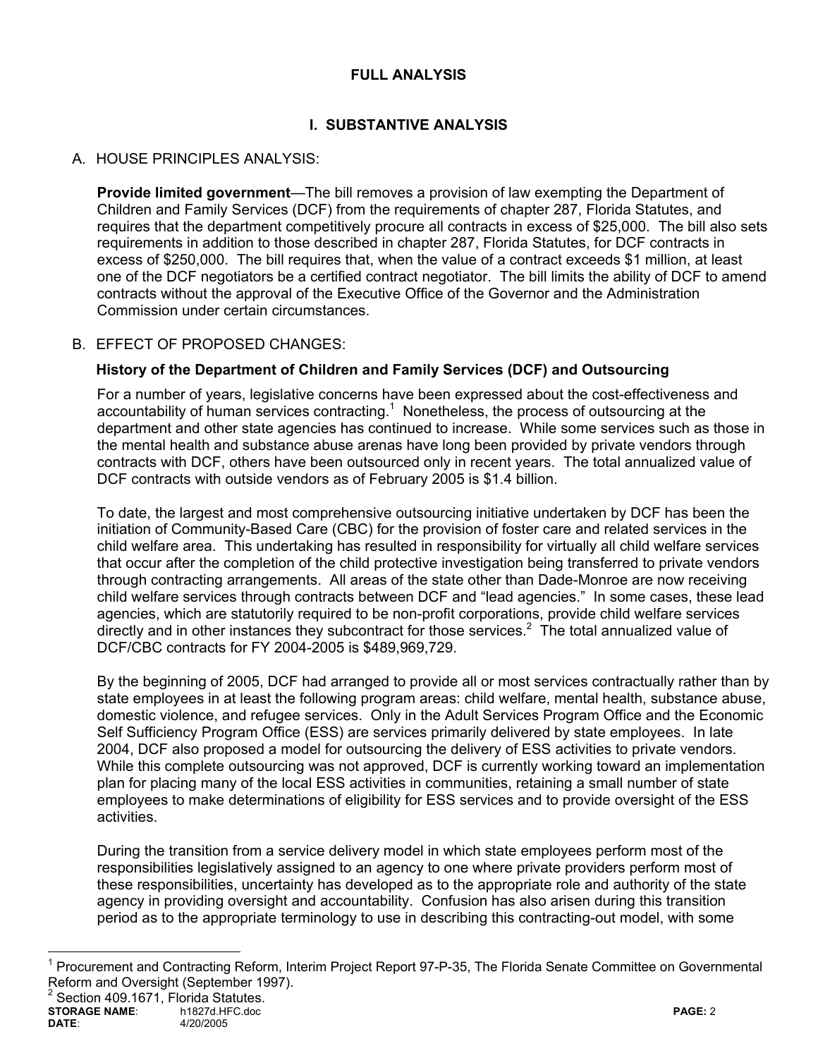**FULL ANALYSIS**

# I. SUBSTANTIVE ANALYSIS

## A. HOUSE PRINCIPLES ANALYSIS:

**Provide limited government**—The bill removes a provision of law exempting the Department of Children and Family Services (DCF) from the requirements of chapter 287, Florida Statutes, and requires that the department competitively procure all contracts in excess of $25,000. The bill also sets requirements in addition to those described in chapter 287, Florida Statutes, for DCF contracts in excess of $250,000. The bill requires that, when the value of a contract exceeds $1 million, at least one of the DCF negotiators be a certified contract negotiator. The bill limits the ability of DCF to amend contracts without the approval of the Executive Office of the Governor and the Administration Commission under certain circumstances.

## B. EFFECT OF PROPOSED CHANGES:

### History of the Department of Children and Family Services (DCF) and Outsourcing

For a number of years, legislative concerns have been expressed about the cost-effectiveness and accountability of human services contracting.[1] Nonetheless, the process of outsourcing at the department and other state agencies has continued to increase. While some services such as those in the mental health and substance abuse arenas have long been provided by private vendors through contracts with DCF, others have been outsourced only in recent years. The total annualized value of DCF contracts with outside vendors as of February 2005 is $1.4 billion.

To date, the largest and most comprehensive outsourcing initiative undertaken by DCF has been the initiation of Community-Based Care (CBC) for the provision of foster care and related services in the child welfare area. This undertaking has resulted in responsibility for virtually all child welfare services that occur after the completion of the child protective investigation being transferred to private vendors through contracting arrangements. All areas of the state other than Dade-Monroe are now receiving child welfare services through contracts between DCF and "lead agencies." In some cases, these lead agencies, which are statutorily required to be non-profit corporations, provide child welfare services directly and in other instances they subcontract for those services.[2] The total annualized value of DCF/CBC contracts for FY 2004-2005 is $489,969,729.

By the beginning of 2005, DCF had arranged to provide all or most services contractually rather than by state employees in at least the following program areas: child welfare, mental health, substance abuse, domestic violence, and refugee services. Only in the Adult Services Program Office and the Economic Self Sufficiency Program Office (ESS) are services primarily delivered by state employees. In late 2004, DCF also proposed a model for outsourcing the delivery of ESS activities to private vendors. While this complete outsourcing was not approved, DCF is currently working toward an implementation plan for placing many of the local ESS activities in communities, retaining a small number of state employees to make determinations of eligibility for ESS services and to provide oversight of the ESS activities.

During the transition from a service delivery model in which state employees perform most of the responsibilities legislatively assigned to an agency to one where private providers perform most of these responsibilities, uncertainty has developed as to the appropriate role and authority of the state agency in providing oversight and accountability. Confusion has also arisen during this transition period as to the appropriate terminology to use in describing this contracting-out model, with some

---

[1] Procurement and Contracting Reform, Interim Project Report 97-P-35, The Florida Senate Committee on Governmental Reform and Oversight (September 1997).

[2] Section 409.1671, Florida Statutes.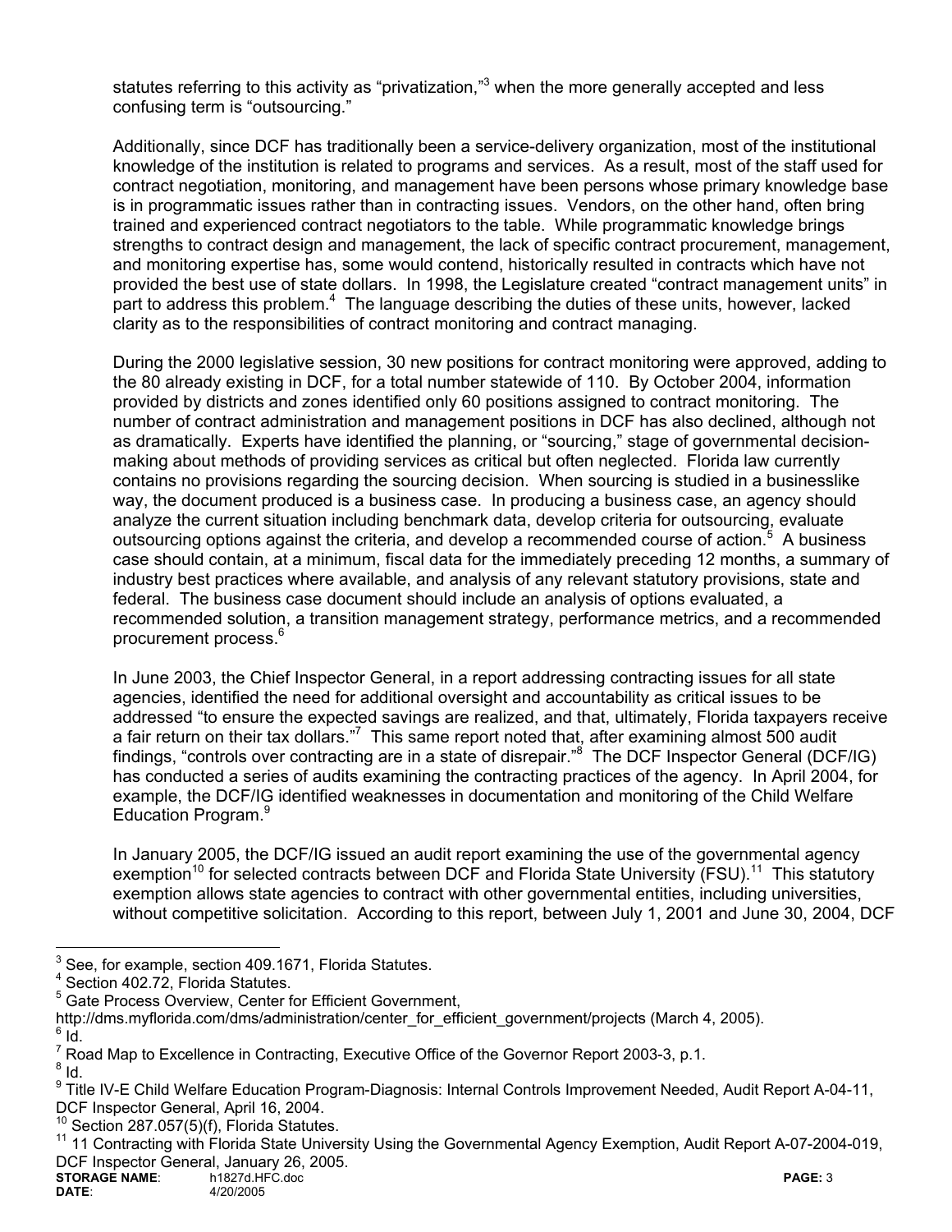statutes referring to this activity as "privatization,"[3] when the more generally accepted and less confusing term is "outsourcing."

Additionally, since DCF has traditionally been a service-delivery organization, most of the institutional knowledge of the institution is related to programs and services. As a result, most of the staff used for contract negotiation, monitoring, and management have been persons whose primary knowledge base is in programmatic issues rather than in contracting issues. Vendors, on the other hand, often bring trained and experienced contract negotiators to the table. While programmatic knowledge brings strengths to contract design and management, the lack of specific contract procurement, management, and monitoring expertise has, some would contend, historically resulted in contracts which have not provided the best use of state dollars. In 1998, the Legislature created "contract management units" in part to address this problem.[4] The language describing the duties of these units, however, lacked clarity as to the responsibilities of contract monitoring and contract managing.

During the 2000 legislative session, 30 new positions for contract monitoring were approved, adding to the 80 already existing in DCF, for a total number statewide of 110. By October 2004, information provided by districts and zones identified only 60 positions assigned to contract monitoring. The number of contract administration and management positions in DCF has also declined, although not as dramatically. Experts have identified the planning, or "sourcing," stage of governmental decision-making about methods of providing services as critical but often neglected. Florida law currently contains no provisions regarding the sourcing decision. When sourcing is studied in a businesslike way, the document produced is a business case. In producing a business case, an agency should analyze the current situation including benchmark data, develop criteria for outsourcing, evaluate outsourcing options against the criteria, and develop a recommended course of action.[5] A business case should contain, at a minimum, fiscal data for the immediately preceding 12 months, a summary of industry best practices where available, and analysis of any relevant statutory provisions, state and federal. The business case document should include an analysis of options evaluated, a recommended solution, a transition management strategy, performance metrics, and a recommended procurement process.[6]

In June 2003, the Chief Inspector General, in a report addressing contracting issues for all state agencies, identified the need for additional oversight and accountability as critical issues to be addressed "to ensure the expected savings are realized, and that, ultimately, Florida taxpayers receive a fair return on their tax dollars."[7] This same report noted that, after examining almost 500 audit findings, "controls over contracting are in a state of disrepair."[8] The DCF Inspector General (DCF/IG) has conducted a series of audits examining the contracting practices of the agency. In April 2004, for example, the DCF/IG identified weaknesses in documentation and monitoring of the Child Welfare Education Program.[9]

In January 2005, the DCF/IG issued an audit report examining the use of the governmental agency exemption[10] for selected contracts between DCF and Florida State University (FSU).[11] This statutory exemption allows state agencies to contract with other governmental entities, including universities, without competitive solicitation. According to this report, between July 1, 2001 and June 30, 2004, DCF

[3] See, for example, section 409.1671, Florida Statutes.
[4] Section 402.72, Florida Statutes.
[5] Gate Process Overview, Center for Efficient Government, http://dms.myflorida.com/dms/administration/center_for_efficient_government/projects (March 4, 2005).
[6] Id.
[7] Road Map to Excellence in Contracting, Executive Office of the Governor Report 2003-3, p.1.
[8] Id.
[9] Title IV-E Child Welfare Education Program-Diagnosis: Internal Controls Improvement Needed, Audit Report A-04-11, DCF Inspector General, April 16, 2004.
[10] Section 287.057(5)(f), Florida Statutes.
[11] 11 Contracting with Florida State University Using the Governmental Agency Exemption, Audit Report A-07-2004-019, DCF Inspector General, January 26, 2005.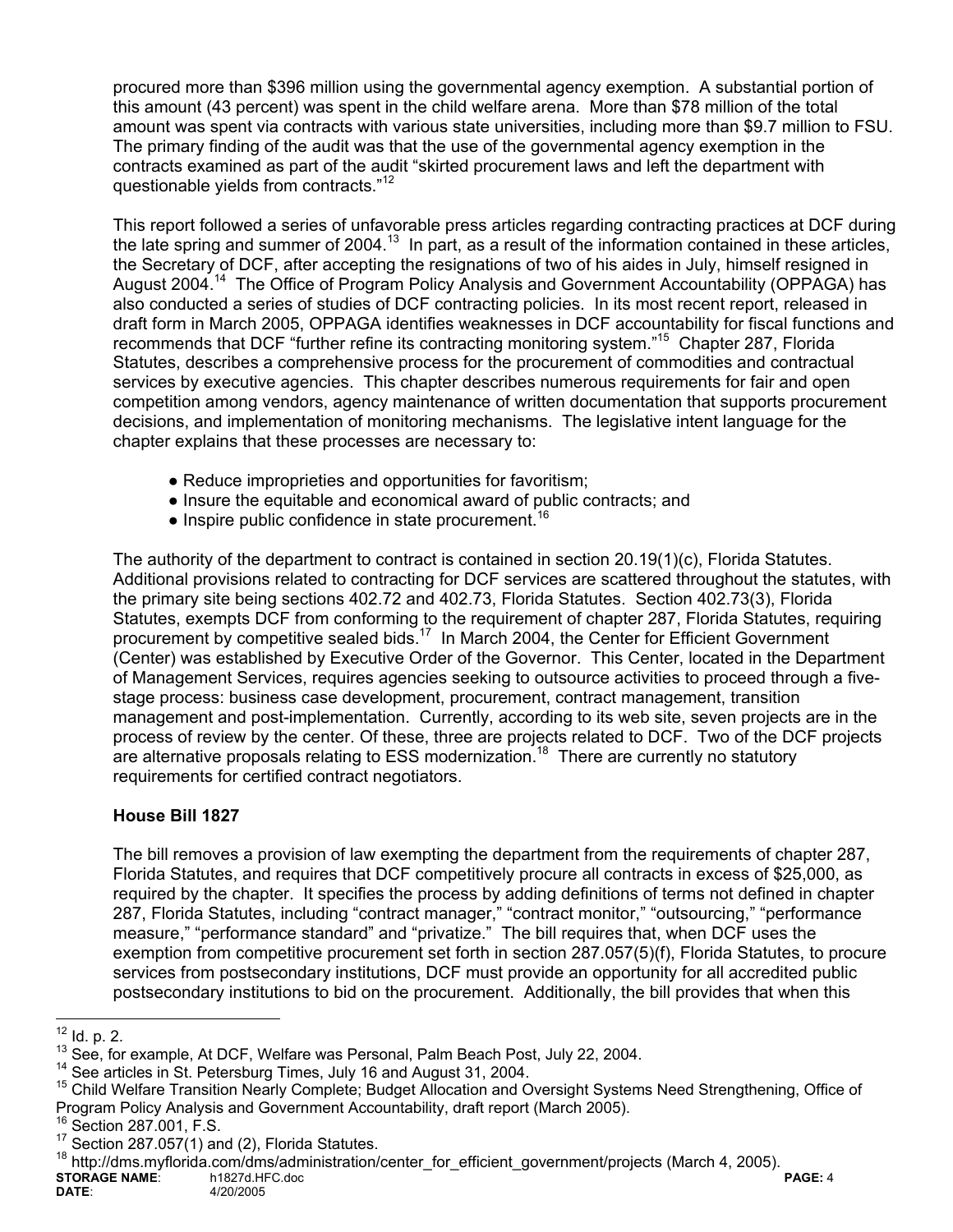procured more than $396 million using the governmental agency exemption. A substantial portion of this amount (43 percent) was spent in the child welfare arena. More than $78 million of the total amount was spent via contracts with various state universities, including more than $9.7 million to FSU. The primary finding of the audit was that the use of the governmental agency exemption in the contracts examined as part of the audit "skirted procurement laws and left the department with questionable yields from contracts."[12]

This report followed a series of unfavorable press articles regarding contracting practices at DCF during the late spring and summer of 2004.[13] In part, as a result of the information contained in these articles, the Secretary of DCF, after accepting the resignations of two of his aides in July, himself resigned in August 2004.[14] The Office of Program Policy Analysis and Government Accountability (OPPAGA) has also conducted a series of studies of DCF contracting policies. In its most recent report, released in draft form in March 2005, OPPAGA identifies weaknesses in DCF accountability for fiscal functions and recommends that DCF "further refine its contracting monitoring system."[15] Chapter 287, Florida Statutes, describes a comprehensive process for the procurement of commodities and contractual services by executive agencies. This chapter describes numerous requirements for fair and open competition among vendors, agency maintenance of written documentation that supports procurement decisions, and implementation of monitoring mechanisms. The legislative intent language for the chapter explains that these processes are necessary to:

- Reduce improprieties and opportunities for favoritism;
- Insure the equitable and economical award of public contracts; and
- Inspire public confidence in state procurement.[16]

The authority of the department to contract is contained in section 20.19(1)(c), Florida Statutes. Additional provisions related to contracting for DCF services are scattered throughout the statutes, with the primary site being sections 402.72 and 402.73, Florida Statutes. Section 402.73(3), Florida Statutes, exempts DCF from conforming to the requirement of chapter 287, Florida Statutes, requiring procurement by competitive sealed bids.[17] In March 2004, the Center for Efficient Government (Center) was established by Executive Order of the Governor. This Center, located in the Department of Management Services, requires agencies seeking to outsource activities to proceed through a five-stage process: business case development, procurement, contract management, transition management and post-implementation. Currently, according to its web site, seven projects are in the process of review by the center. Of these, three are projects related to DCF. Two of the DCF projects are alternative proposals relating to ESS modernization.[18] There are currently no statutory requirements for certified contract negotiators.

### House Bill 1827

The bill removes a provision of law exempting the department from the requirements of chapter 287, Florida Statutes, and requires that DCF competitively procure all contracts in excess of $25,000, as required by the chapter. It specifies the process by adding definitions of terms not defined in chapter 287, Florida Statutes, including "contract manager," "contract monitor," "outsourcing," "performance measure," "performance standard" and "privatize." The bill requires that, when DCF uses the exemption from competitive procurement set forth in section 287.057(5)(f), Florida Statutes, to procure services from postsecondary institutions, DCF must provide an opportunity for all accredited public postsecondary institutions to bid on the procurement. Additionally, the bill provides that when this

[12] Id. p. 2.

[13] See, for example, At DCF, Welfare was Personal, Palm Beach Post, July 22, 2004.

[14] See articles in St. Petersburg Times, July 16 and August 31, 2004.

[15] Child Welfare Transition Nearly Complete; Budget Allocation and Oversight Systems Need Strengthening, Office of Program Policy Analysis and Government Accountability, draft report (March 2005).

[16] Section 287.001, F.S.

[17] Section 287.057(1) and (2), Florida Statutes.

[18] http://dms.myflorida.com/dms/administration/center_for_efficient_government/projects (March 4, 2005).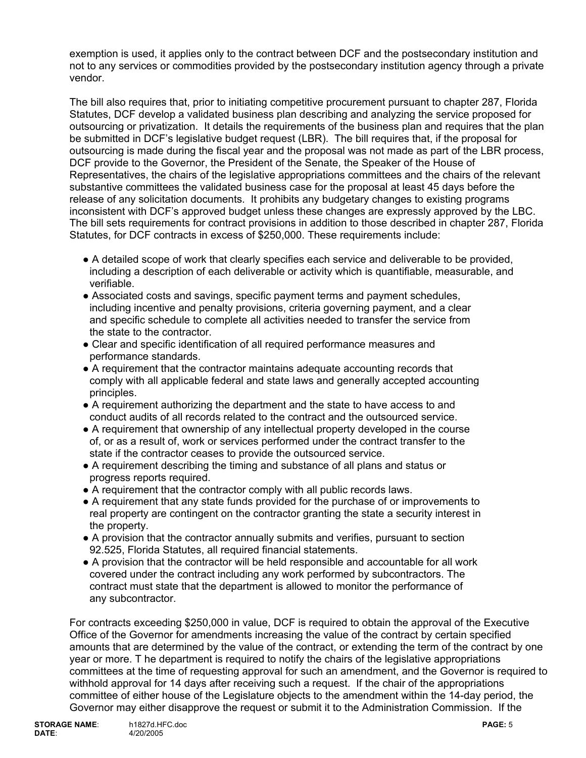exemption is used, it applies only to the contract between DCF and the postsecondary institution and not to any services or commodities provided by the postsecondary institution agency through a private vendor.

The bill also requires that, prior to initiating competitive procurement pursuant to chapter 287, Florida Statutes, DCF develop a validated business plan describing and analyzing the service proposed for outsourcing or privatization. It details the requirements of the business plan and requires that the plan be submitted in DCF's legislative budget request (LBR). The bill requires that, if the proposal for outsourcing is made during the fiscal year and the proposal was not made as part of the LBR process, DCF provide to the Governor, the President of the Senate, the Speaker of the House of Representatives, the chairs of the legislative appropriations committees and the chairs of the relevant substantive committees the validated business case for the proposal at least 45 days before the release of any solicitation documents. It prohibits any budgetary changes to existing programs inconsistent with DCF's approved budget unless these changes are expressly approved by the LBC. The bill sets requirements for contract provisions in addition to those described in chapter 287, Florida Statutes, for DCF contracts in excess of $250,000. These requirements include:

- A detailed scope of work that clearly specifies each service and deliverable to be provided, including a description of each deliverable or activity which is quantifiable, measurable, and verifiable.
- Associated costs and savings, specific payment terms and payment schedules, including incentive and penalty provisions, criteria governing payment, and a clear and specific schedule to complete all activities needed to transfer the service from the state to the contractor.
- Clear and specific identification of all required performance measures and performance standards.
- A requirement that the contractor maintains adequate accounting records that comply with all applicable federal and state laws and generally accepted accounting principles.
- A requirement authorizing the department and the state to have access to and conduct audits of all records related to the contract and the outsourced service.
- A requirement that ownership of any intellectual property developed in the course of, or as a result of, work or services performed under the contract transfer to the state if the contractor ceases to provide the outsourced service.
- A requirement describing the timing and substance of all plans and status or progress reports required.
- A requirement that the contractor comply with all public records laws.
- A requirement that any state funds provided for the purchase of or improvements to real property are contingent on the contractor granting the state a security interest in the property.
- A provision that the contractor annually submits and verifies, pursuant to section 92.525, Florida Statutes, all required financial statements.
- A provision that the contractor will be held responsible and accountable for all work covered under the contract including any work performed by subcontractors. The contract must state that the department is allowed to monitor the performance of any subcontractor.

For contracts exceeding $250,000 in value, DCF is required to obtain the approval of the Executive Office of the Governor for amendments increasing the value of the contract by certain specified amounts that are determined by the value of the contract, or extending the term of the contract by one year or more. T he department is required to notify the chairs of the legislative appropriations committees at the time of requesting approval for such an amendment, and the Governor is required to withhold approval for 14 days after receiving such a request. If the chair of the appropriations committee of either house of the Legislature objects to the amendment within the 14-day period, the Governor may either disapprove the request or submit it to the Administration Commission. If the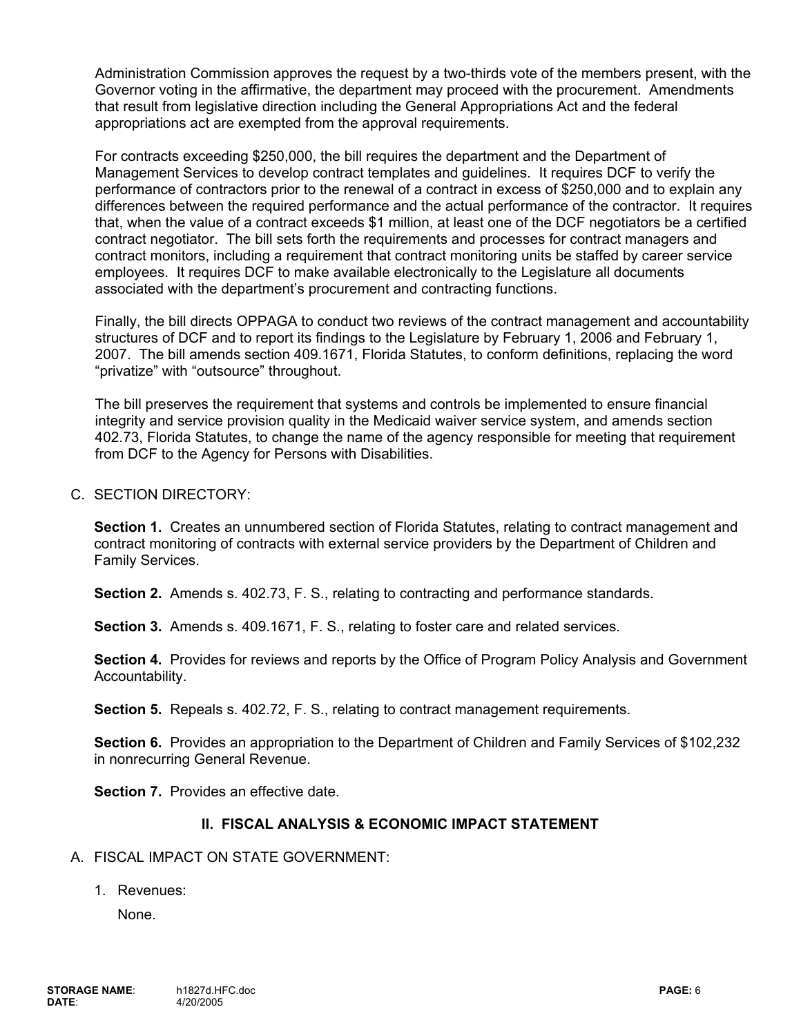Administration Commission approves the request by a two-thirds vote of the members present, with the Governor voting in the affirmative, the department may proceed with the procurement. Amendments that result from legislative direction including the General Appropriations Act and the federal appropriations act are exempted from the approval requirements.

For contracts exceeding $250,000, the bill requires the department and the Department of Management Services to develop contract templates and guidelines. It requires DCF to verify the performance of contractors prior to the renewal of a contract in excess of $250,000 and to explain any differences between the required performance and the actual performance of the contractor. It requires that, when the value of a contract exceeds $1 million, at least one of the DCF negotiators be a certified contract negotiator. The bill sets forth the requirements and processes for contract managers and contract monitors, including a requirement that contract monitoring units be staffed by career service employees. It requires DCF to make available electronically to the Legislature all documents associated with the department's procurement and contracting functions.

Finally, the bill directs OPPAGA to conduct two reviews of the contract management and accountability structures of DCF and to report its findings to the Legislature by February 1, 2006 and February 1, 2007. The bill amends section 409.1671, Florida Statutes, to conform definitions, replacing the word "privatize" with "outsource" throughout.

The bill preserves the requirement that systems and controls be implemented to ensure financial integrity and service provision quality in the Medicaid waiver service system, and amends section 402.73, Florida Statutes, to change the name of the agency responsible for meeting that requirement from DCF to the Agency for Persons with Disabilities.

C. SECTION DIRECTORY:

**Section 1.** Creates an unnumbered section of Florida Statutes, relating to contract management and contract monitoring of contracts with external service providers by the Department of Children and Family Services.

**Section 2.** Amends s. 402.73, F. S., relating to contracting and performance standards.

**Section 3.** Amends s. 409.1671, F. S., relating to foster care and related services.

**Section 4.** Provides for reviews and reports by the Office of Program Policy Analysis and Government Accountability.

**Section 5.** Repeals s. 402.72, F. S., relating to contract management requirements.

**Section 6.** Provides an appropriation to the Department of Children and Family Services of $102,232 in nonrecurring General Revenue.

**Section 7.** Provides an effective date.

## II. FISCAL ANALYSIS & ECONOMIC IMPACT STATEMENT

A. FISCAL IMPACT ON STATE GOVERNMENT:

1. Revenues:

   None.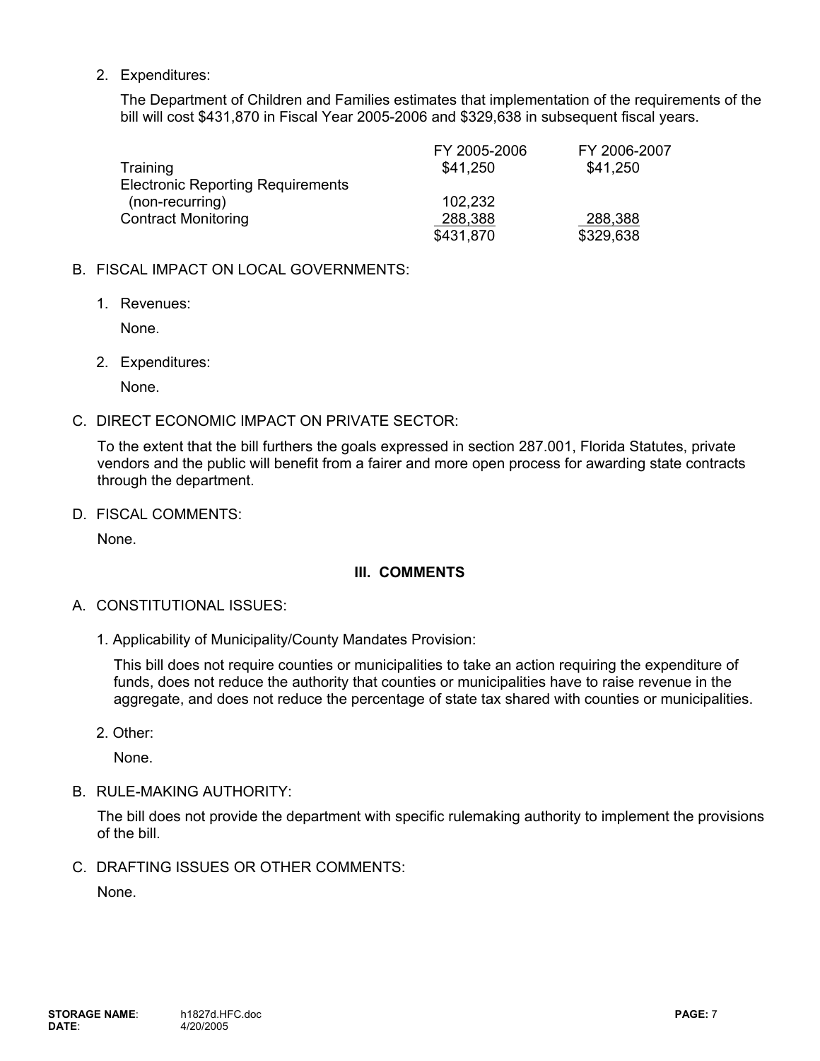2. Expenditures:

The Department of Children and Families estimates that implementation of the requirements of the bill will cost $431,870 in Fiscal Year 2005-2006 and $329,638 in subsequent fiscal years.

| | FY 2005-2006 | FY 2006-2007 |
|---|---|---|
| Training | $41,250 | $41,250 |
| Electronic Reporting Requirements (non-recurring) | 102,232 | |
| Contract Monitoring | 288,388 | 288,388 |
| | $431,870 | $329,638 |

B. FISCAL IMPACT ON LOCAL GOVERNMENTS:

1. Revenues:

None.

2. Expenditures:

None.

C. DIRECT ECONOMIC IMPACT ON PRIVATE SECTOR:

To the extent that the bill furthers the goals expressed in section 287.001, Florida Statutes, private vendors and the public will benefit from a fairer and more open process for awarding state contracts through the department.

D. FISCAL COMMENTS:

None.

## III. COMMENTS

A. CONSTITUTIONAL ISSUES:

1. Applicability of Municipality/County Mandates Provision:

This bill does not require counties or municipalities to take an action requiring the expenditure of funds, does not reduce the authority that counties or municipalities have to raise revenue in the aggregate, and does not reduce the percentage of state tax shared with counties or municipalities.

2. Other:

None.

B. RULE-MAKING AUTHORITY:

The bill does not provide the department with specific rulemaking authority to implement the provisions of the bill.

C. DRAFTING ISSUES OR OTHER COMMENTS:

None.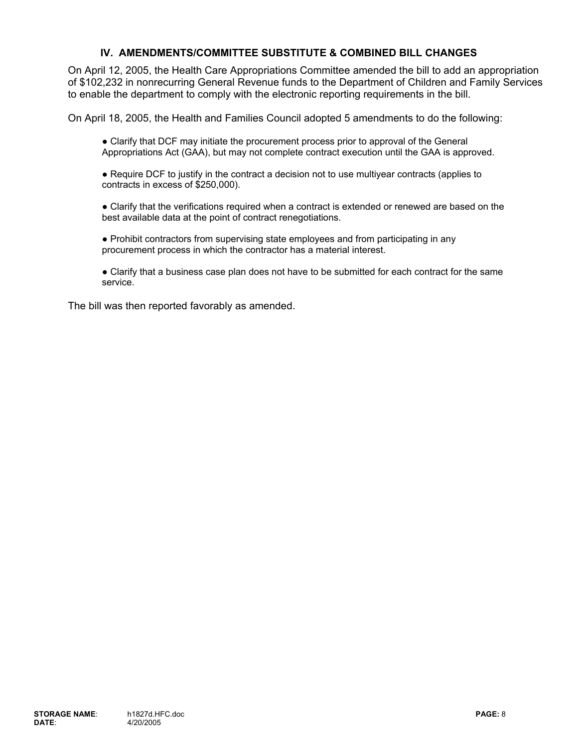## IV. AMENDMENTS/COMMITTEE SUBSTITUTE & COMBINED BILL CHANGES

On April 12, 2005, the Health Care Appropriations Committee amended the bill to add an appropriation of $102,232 in nonrecurring General Revenue funds to the Department of Children and Family Services to enable the department to comply with the electronic reporting requirements in the bill.

On April 18, 2005, the Health and Families Council adopted 5 amendments to do the following:

- Clarify that DCF may initiate the procurement process prior to approval of the General Appropriations Act (GAA), but may not complete contract execution until the GAA is approved.

- Require DCF to justify in the contract a decision not to use multiyear contracts (applies to contracts in excess of $250,000).

- Clarify that the verifications required when a contract is extended or renewed are based on the best available data at the point of contract renegotiations.

- Prohibit contractors from supervising state employees and from participating in any procurement process in which the contractor has a material interest.

- Clarify that a business case plan does not have to be submitted for each contract for the same service.

The bill was then reported favorably as amended.